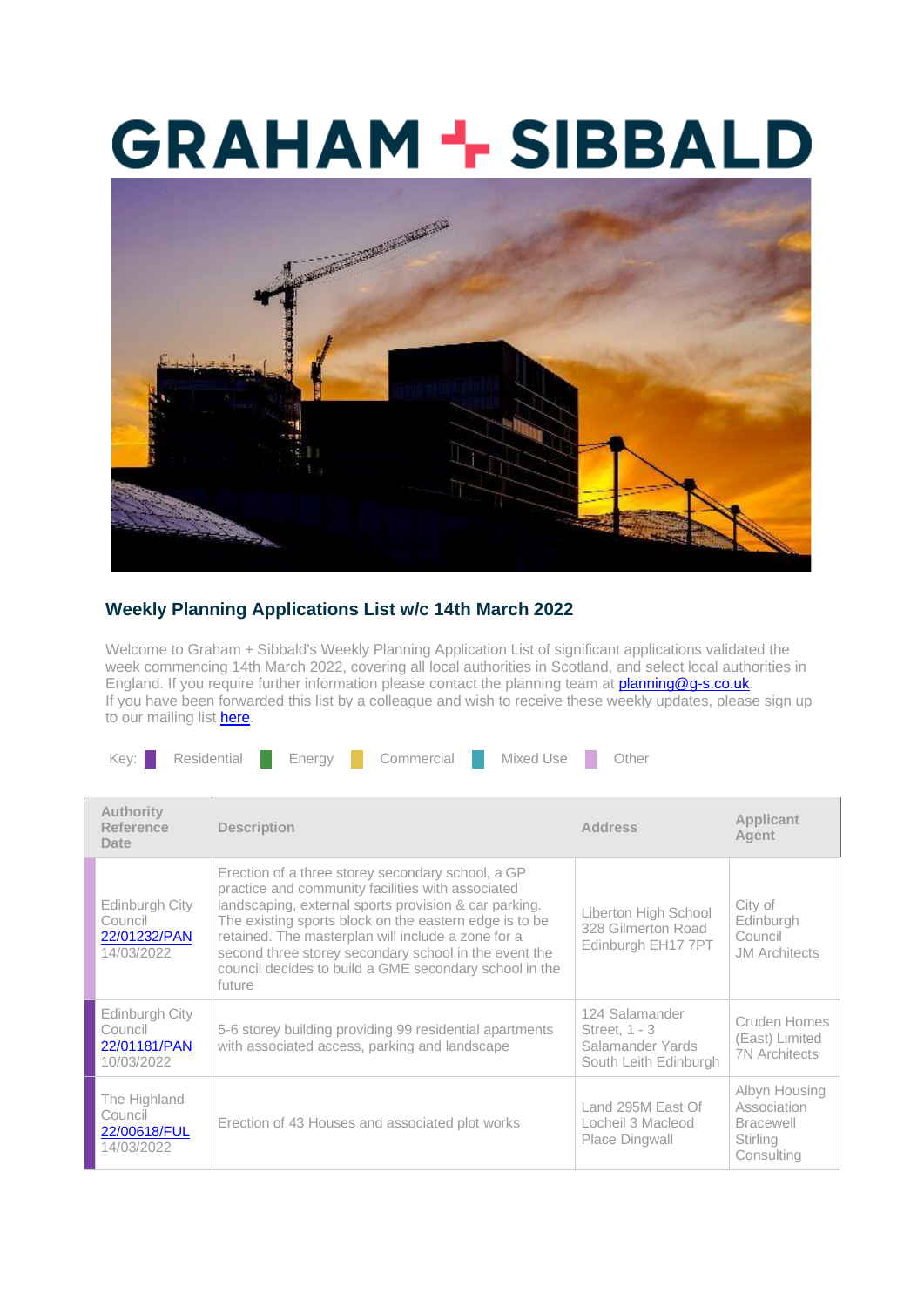# GRAHAM + SIBBALD

## Weekly Planning Applications List w/c 14th March 2022

Welcome to Graham + Sibbald's Weekly Planning Application List of significant applications validated the week commencing 14th March 2022, covering all local authorities in Scotland, and select local authorities in England. If you require further information please contact the planning team at planning@g-s.co.uk.
If you have been forwarded this list by a colleague and wish to receive these weekly updates, please sign up to our mailing list here.

Key: Residential | Energy | Commercial | Mixed Use | Other

| Authority Reference Date | Description | Address | Applicant Agent |
|---|---|---|---|
| Edinburgh City Council 22/01232/PAN 14/03/2022 | Erection of a three storey secondary school, a GP practice and community facilities with associated landscaping, external sports provision & car parking. The existing sports block on the eastern edge is to be retained. The masterplan will include a zone for a second three storey secondary school in the event the council decides to build a GME secondary school in the future | Liberton High School 328 Gilmerton Road Edinburgh EH17 7PT | City of Edinburgh Council JM Architects |
| Edinburgh City Council 22/01181/PAN 10/03/2022 | 5-6 storey building providing 99 residential apartments with associated access, parking and landscape | 124 Salamander Street, 1 - 3 Salamander Yards South Leith Edinburgh | Cruden Homes (East) Limited 7N Architects |
| The Highland Council 22/00618/FUL 14/03/2022 | Erection of 43 Houses and associated plot works | Land 295M East Of Locheil 3 Macleod Place Dingwall | Albyn Housing Association Bracewell Stirling Consulting |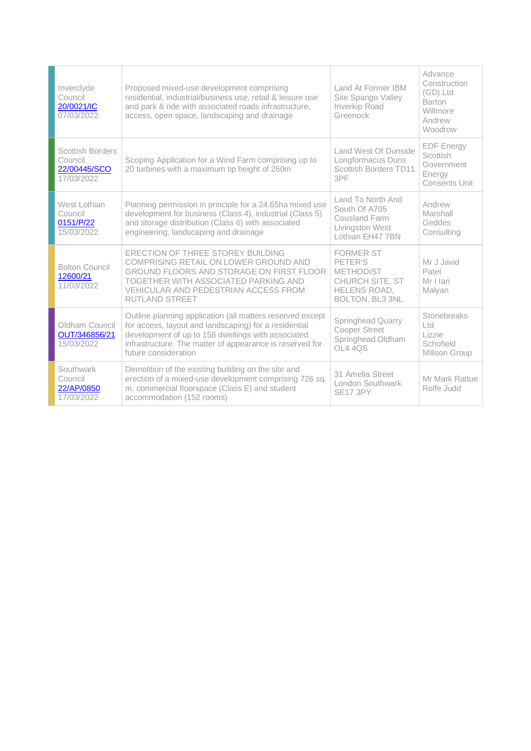| | | | |
|---|---|---|---|
| Inverclyde Council [20/0021/IC] 07/03/2022 | Proposed mixed-use development comprising residential, industrial/business use, retail & leisure use and park & ride with associated roads infrastructure, access, open space, landscaping and drainage | Land At Former IBM Site Spango Valley Inverkip Road Greenock | Advance Construction (GD) Ltd Barton Willmore Andrew Woodrow |
| Scottish Borders Council [22/00445/SCO] 17/03/2022 | Scoping Application for a Wind Farm comprising up to 20 turbines with a maximum tip height of 260m | Land West Of Dunside Longformacus Duns Scottish Borders TD11 3PF | EDF Energy Scottish Government Energy Consents Unit |
| West Lothian Council [0151/P/22] 15/03/2022 | Planning permission in principle for a 24.65ha mixed use development for business (Class 4), industrial (Class 5) and storage distribution (Class 6) with associated engineering, landscaping and drainage | Land To North And South Of A705 Cousland Farm Livingston West Lothian EH47 7BN | Andrew Marshall Geddes Consulting |
| Bolton Council [12600/21] 11/03/2022 | ERECTION OF THREE STOREY BUILDING COMPRISING RETAIL ON LOWER GROUND AND GROUND FLOORS AND STORAGE ON FIRST FLOOR TOGETHER WITH ASSOCIATED PARKING AND VEHICULAR AND PEDESTRIAN ACCESS FROM RUTLAND STREET | FORMER ST PETER'S METHODIST CHURCH SITE, ST HELENS ROAD, BOLTON, BL3 3NL | Mr J Javid Patel Mr I Ian Malyan |
| Oldham Council [OUT/346856/21] 15/03/2022 | Outline planning application (all matters reserved except for access, layout and landscaping) for a residential development of up to 158 dwellings with associated infrastructure. The matter of appearance is reserved for future consideration | Springhead Quarry Cooper Street Springhead Oldham OL4 4QS | Stonebreaks Ltd Lizzie Schofield Millson Group |
| Southwark Council [22/AP/0850] 17/03/2022 | Demolition of the existing building on the site and erection of a mixed-use development comprising 726 sq. m. commercial floorspace (Class E) and student accommodation (152 rooms) | 31 Amelia Street London Southwark SE17 3PY | Mr Mark Rattue Rolfe Judd |